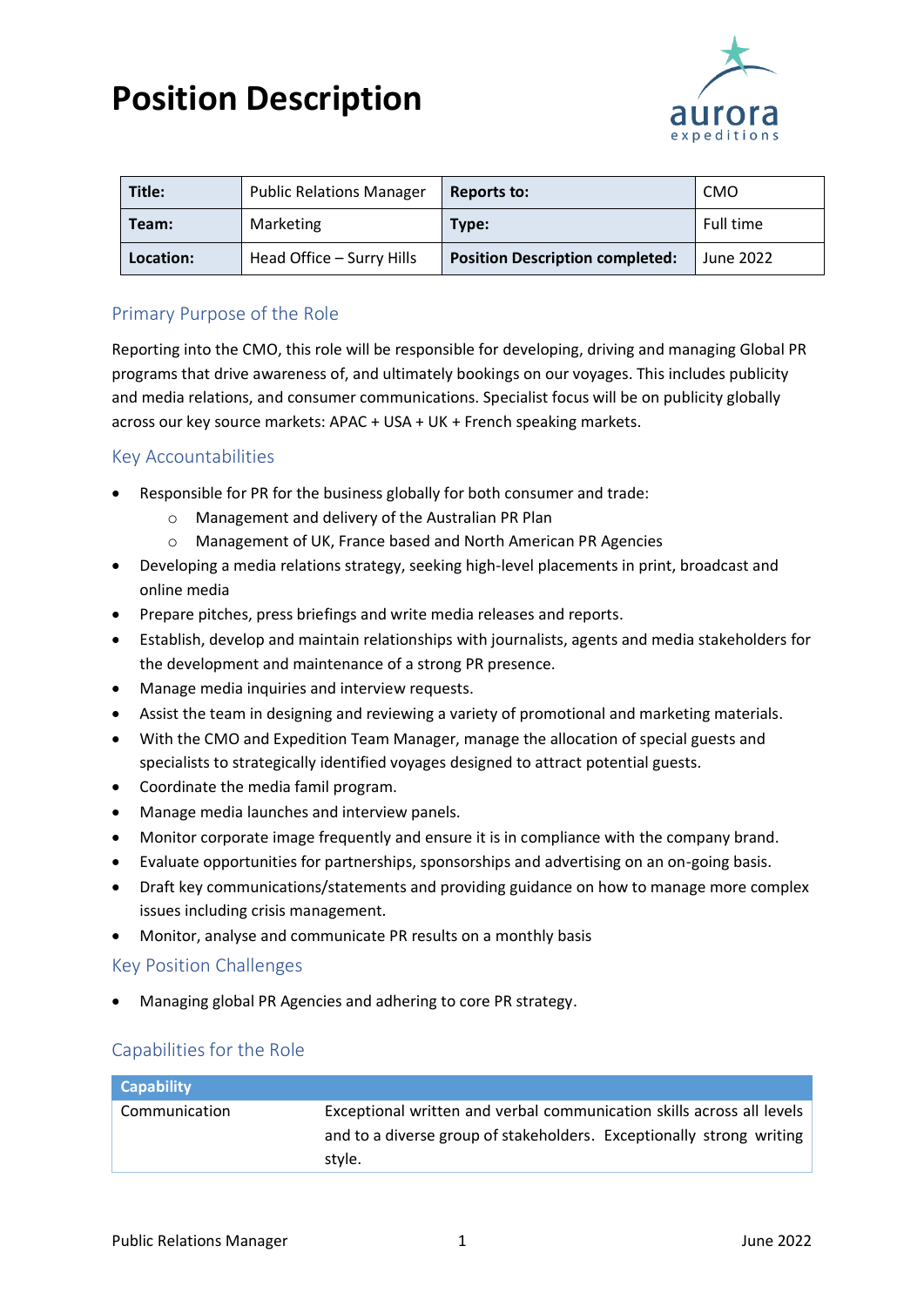# Position Description

| **Title:** | Public Relations Manager | **Reports to:** | CMO |
|---|---|---|---|
| **Team:** | Marketing | **Type:** | Full time |
| **Location:** | Head Office – Surry Hills | **Position Description completed:** | June 2022 |

## Primary Purpose of the Role

Reporting into the CMO, this role will be responsible for developing, driving and managing Global PR programs that drive awareness of, and ultimately bookings on our voyages. This includes publicity and media relations, and consumer communications. Specialist focus will be on publicity globally across our key source markets: APAC + USA + UK + French speaking markets.

## Key Accountabilities

- Responsible for PR for the business globally for both consumer and trade:
  - Management and delivery of the Australian PR Plan
  - Management of UK, France based and North American PR Agencies
- Developing a media relations strategy, seeking high-level placements in print, broadcast and online media
- Prepare pitches, press briefings and write media releases and reports.
- Establish, develop and maintain relationships with journalists, agents and media stakeholders for the development and maintenance of a strong PR presence.
- Manage media inquiries and interview requests.
- Assist the team in designing and reviewing a variety of promotional and marketing materials.
- With the CMO and Expedition Team Manager, manage the allocation of special guests and specialists to strategically identified voyages designed to attract potential guests.
- Coordinate the media famil program.
- Manage media launches and interview panels.
- Monitor corporate image frequently and ensure it is in compliance with the company brand.
- Evaluate opportunities for partnerships, sponsorships and advertising on an on-going basis.
- Draft key communications/statements and providing guidance on how to manage more complex issues including crisis management.
- Monitor, analyse and communicate PR results on a monthly basis

## Key Position Challenges

- Managing global PR Agencies and adhering to core PR strategy.

## Capabilities for the Role

| Capability | |
|---|---|
| Communication | Exceptional written and verbal communication skills across all levels and to a diverse group of stakeholders. Exceptionally strong writing style. |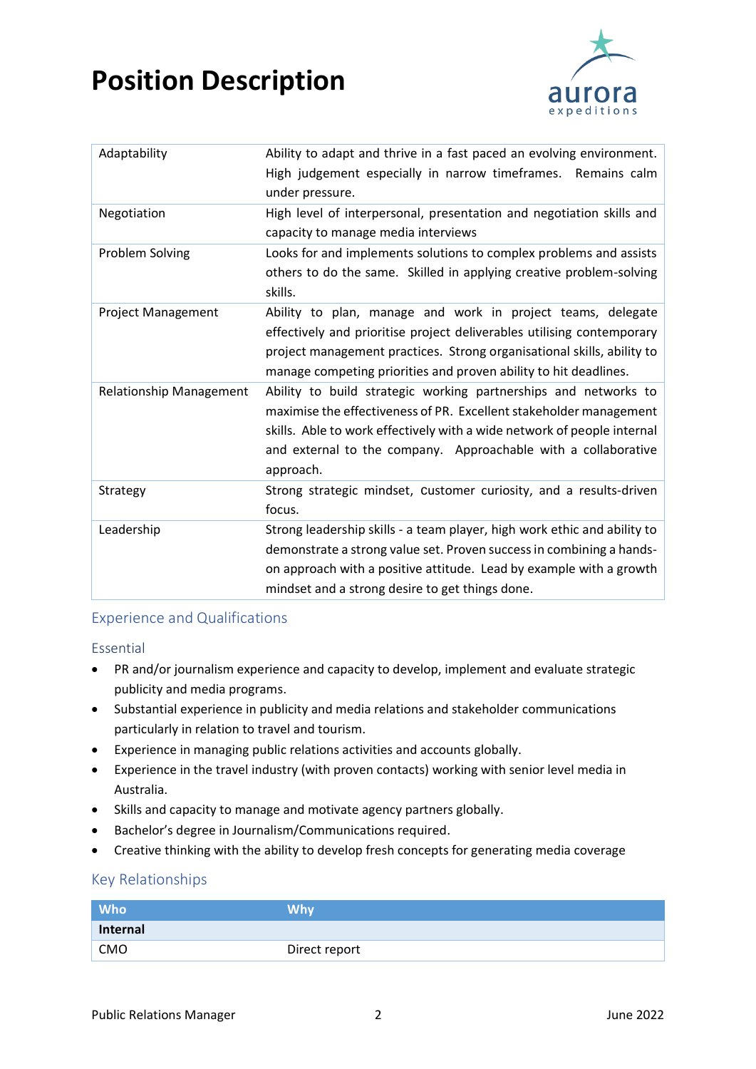# Position Description

| | |
|---|---|
| Adaptability | Ability to adapt and thrive in a fast paced an evolving environment. High judgement especially in narrow timeframes. Remains calm under pressure. |
| Negotiation | High level of interpersonal, presentation and negotiation skills and capacity to manage media interviews |
| Problem Solving | Looks for and implements solutions to complex problems and assists others to do the same. Skilled in applying creative problem-solving skills. |
| Project Management | Ability to plan, manage and work in project teams, delegate effectively and prioritise project deliverables utilising contemporary project management practices. Strong organisational skills, ability to manage competing priorities and proven ability to hit deadlines. |
| Relationship Management | Ability to build strategic working partnerships and networks to maximise the effectiveness of PR. Excellent stakeholder management skills. Able to work effectively with a wide network of people internal and external to the company. Approachable with a collaborative approach. |
| Strategy | Strong strategic mindset, customer curiosity, and a results-driven focus. |
| Leadership | Strong leadership skills - a team player, high work ethic and ability to demonstrate a strong value set. Proven success in combining a hands-on approach with a positive attitude. Lead by example with a growth mindset and a strong desire to get things done. |

## Experience and Qualifications

### Essential

- PR and/or journalism experience and capacity to develop, implement and evaluate strategic publicity and media programs.
- Substantial experience in publicity and media relations and stakeholder communications particularly in relation to travel and tourism.
- Experience in managing public relations activities and accounts globally.
- Experience in the travel industry (with proven contacts) working with senior level media in Australia.
- Skills and capacity to manage and motivate agency partners globally.
- Bachelor's degree in Journalism/Communications required.
- Creative thinking with the ability to develop fresh concepts for generating media coverage

## Key Relationships

| Who | Why |
|---|---|
| **Internal** | |
| CMO | Direct report |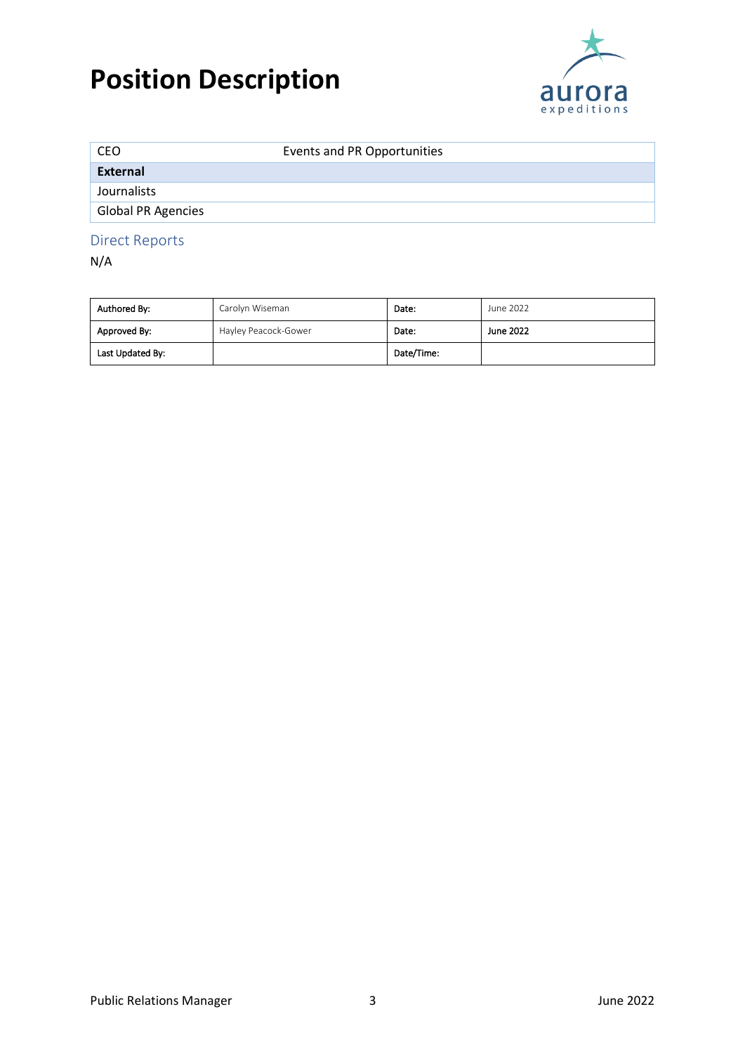# Position Description

| | |
|---|---|
| CEO | Events and PR Opportunities |
| **External** | |
| Journalists | |
| Global PR Agencies | |

## Direct Reports

N/A

| | | | |
|---|---|---|---|
| Authored By: | Carolyn Wiseman | Date: | June 2022 |
| Approved By: | Hayley Peacock-Gower | Date: | **June 2022** |
| Last Updated By: | | Date/Time: | |